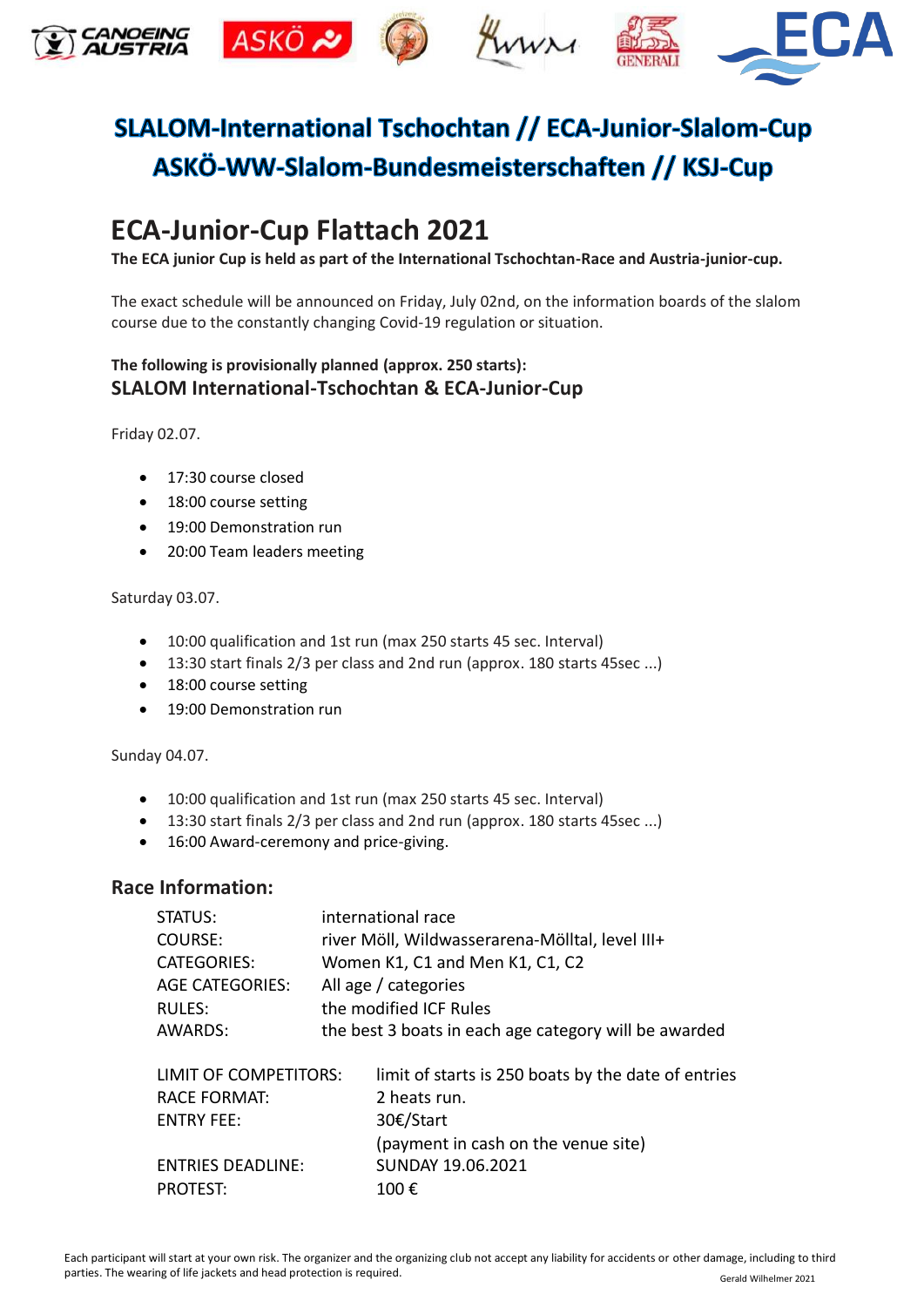# SLALOM-International Tschochtan // ECA-Junior-Slalom-Cup
# ASKÖ-WW-Slalom-Bundesmeisterschaften // KSJ-Cup

## ECA-Junior-Cup Flattach 2021

**The ECA junior Cup is held as part of the International Tschochtan-Race and Austria-junior-cup.**

The exact schedule will be announced on Friday, July 02nd, on the information boards of the slalom course due to the constantly changing Covid-19 regulation or situation.

**The following is provisionally planned (approx. 250 starts):**
**SLALOM International-Tschochtan & ECA-Junior-Cup**

Friday 02.07.

- 17:30 course closed
- 18:00 course setting
- 19:00 Demonstration run
- 20:00 Team leaders meeting

Saturday 03.07.

- 10:00 qualification and 1st run (max 250 starts 45 sec. Interval)
- 13:30 start finals 2/3 per class and 2nd run (approx. 180 starts 45sec ...)
- 18:00 course setting
- 19:00 Demonstration run

Sunday 04.07.

- 10:00 qualification and 1st run (max 250 starts 45 sec. Interval)
- 13:30 start finals 2/3 per class and 2nd run (approx. 180 starts 45sec ...)
- 16:00 Award-ceremony and price-giving.

### Race Information:

| | |
|---|---|
| STATUS: | international race |
| COURSE: | river Möll, Wildwasserarena-Mölltal, level III+ |
| CATEGORIES: | Women K1, C1 and Men K1, C1, C2 |
| AGE CATEGORIES: | All age / categories |
| RULES: | the modified ICF Rules |
| AWARDS: | the best 3 boats in each age category will be awarded |

| | |
|---|---|
| LIMIT OF COMPETITORS: | limit of starts is 250 boats by the date of entries |
| RACE FORMAT: | 2 heats run. |
| ENTRY FEE: | 30€/Start<br>(payment in cash on the venue site) |
| ENTRIES DEADLINE: | SUNDAY 19.06.2021 |
| PROTEST: | 100 € |

Each participant will start at your own risk. The organizer and the organizing club not accept any liability for accidents or other damage, including to third parties. The wearing of life jackets and head protection is required.

Gerald Wilhelmer 2021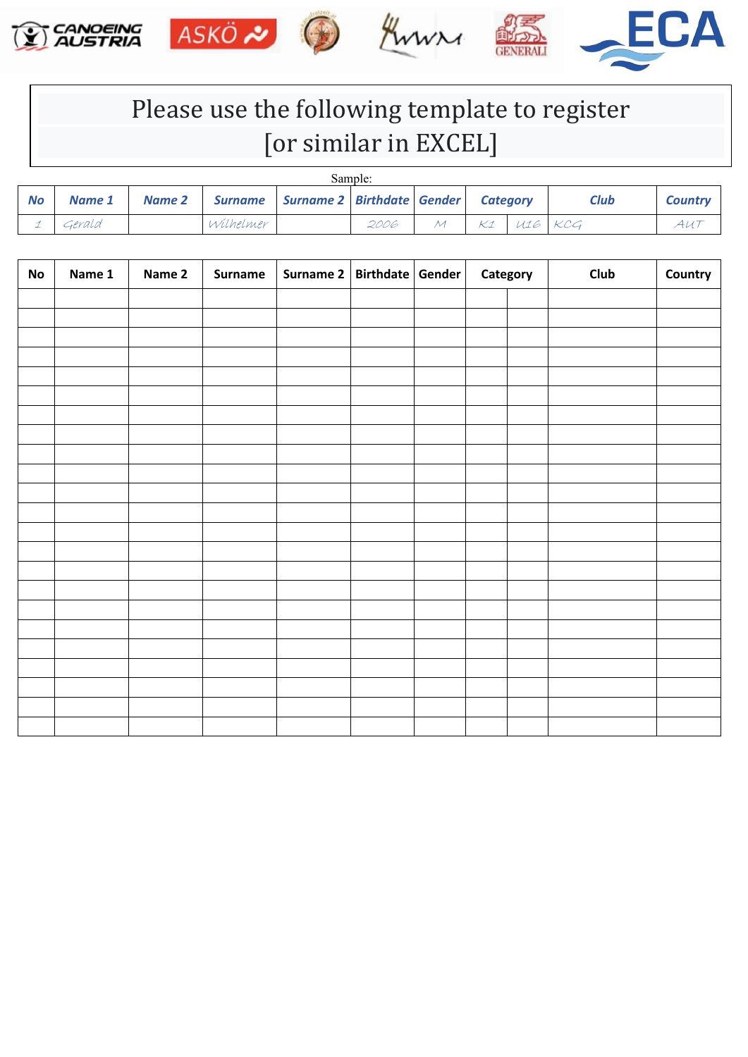# Please use the following template to register [or similar in EXCEL]

Sample:

| No | Name 1 | Name 2 | Surname | Surname 2 | Birthdate | Gender | Category | | Club | Country |
|---|---|---|---|---|---|---|---|---|---|---|
| 1 | Gerald | | Wilhelmer | | 2006 | M | K1 | U16 | KCG | AUT |

| No | Name 1 | Name 2 | Surname | Surname 2 | Birthdate | Gender | Category | | Club | Country |
|---|---|---|---|---|---|---|---|---|---|---|
| | | | | | | | | | | |
| | | | | | | | | | | |
| | | | | | | | | | | |
| | | | | | | | | | | |
| | | | | | | | | | | |
| | | | | | | | | | | |
| | | | | | | | | | | |
| | | | | | | | | | | |
| | | | | | | | | | | |
| | | | | | | | | | | |
| | | | | | | | | | | |
| | | | | | | | | | | |
| | | | | | | | | | | |
| | | | | | | | | | | |
| | | | | | | | | | | |
| | | | | | | | | | | |
| | | | | | | | | | | |
| | | | | | | | | | | |
| | | | | | | | | | | |
| | | | | | | | | | | |
| | | | | | | | | | | |
| | | | | | | | | | | |
| | | | | | | | | | | |